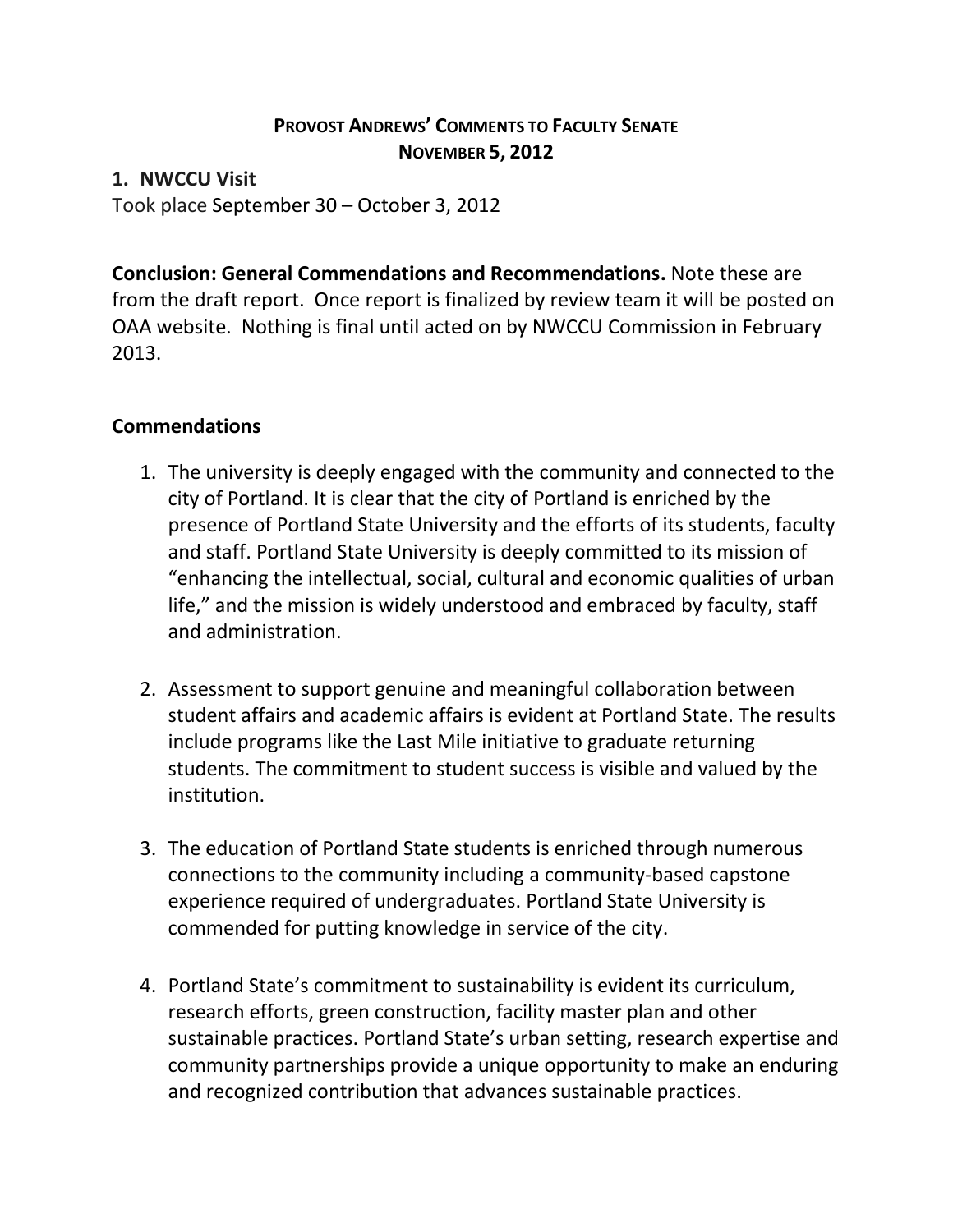# Provost Andrews' Comments to Faculty Senate
## November 5, 2012

### 1. NWCCU Visit

Took place September 30 – October 3, 2012

**Conclusion: General Commendations and Recommendations.** Note these are from the draft report. Once report is finalized by review team it will be posted on OAA website. Nothing is final until acted on by NWCCU Commission in February 2013.

### Commendations

1. The university is deeply engaged with the community and connected to the city of Portland. It is clear that the city of Portland is enriched by the presence of Portland State University and the efforts of its students, faculty and staff. Portland State University is deeply committed to its mission of "enhancing the intellectual, social, cultural and economic qualities of urban life," and the mission is widely understood and embraced by faculty, staff and administration.

2. Assessment to support genuine and meaningful collaboration between student affairs and academic affairs is evident at Portland State. The results include programs like the Last Mile initiative to graduate returning students. The commitment to student success is visible and valued by the institution.

3. The education of Portland State students is enriched through numerous connections to the community including a community-based capstone experience required of undergraduates. Portland State University is commended for putting knowledge in service of the city.

4. Portland State's commitment to sustainability is evident its curriculum, research efforts, green construction, facility master plan and other sustainable practices. Portland State's urban setting, research expertise and community partnerships provide a unique opportunity to make an enduring and recognized contribution that advances sustainable practices.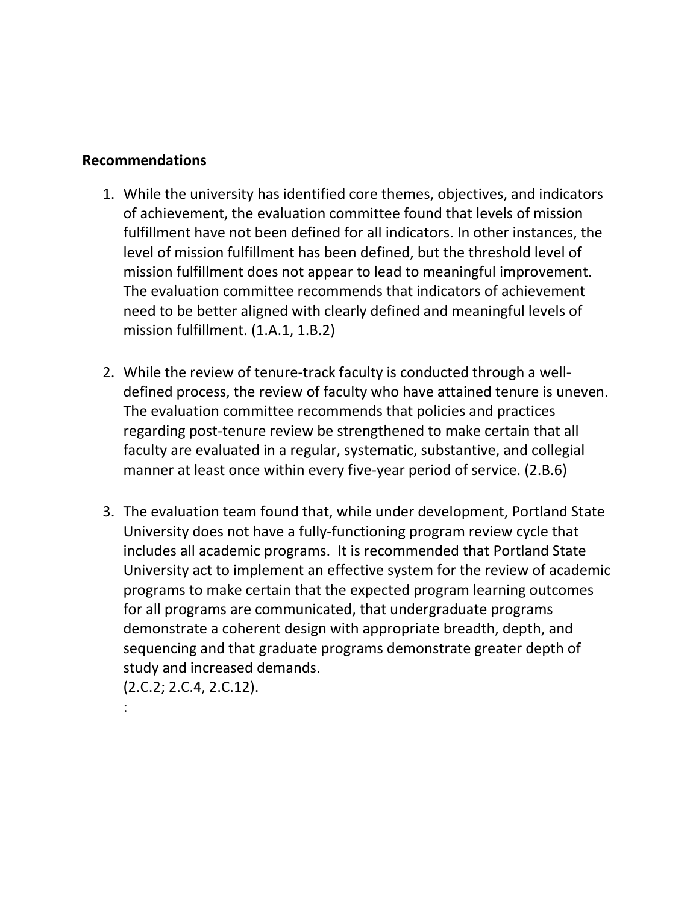**Recommendations**

1. While the university has identified core themes, objectives, and indicators of achievement, the evaluation committee found that levels of mission fulfillment have not been defined for all indicators. In other instances, the level of mission fulfillment has been defined, but the threshold level of mission fulfillment does not appear to lead to meaningful improvement. The evaluation committee recommends that indicators of achievement need to be better aligned with clearly defined and meaningful levels of mission fulfillment. (1.A.1, 1.B.2)

2. While the review of tenure-track faculty is conducted through a well-defined process, the review of faculty who have attained tenure is uneven. The evaluation committee recommends that policies and practices regarding post-tenure review be strengthened to make certain that all faculty are evaluated in a regular, systematic, substantive, and collegial manner at least once within every five-year period of service. (2.B.6)

3. The evaluation team found that, while under development, Portland State University does not have a fully-functioning program review cycle that includes all academic programs. It is recommended that Portland State University act to implement an effective system for the review of academic programs to make certain that the expected program learning outcomes for all programs are communicated, that undergraduate programs demonstrate a coherent design with appropriate breadth, depth, and sequencing and that graduate programs demonstrate greater depth of study and increased demands.
   (2.C.2; 2.C.4, 2.C.12).
   :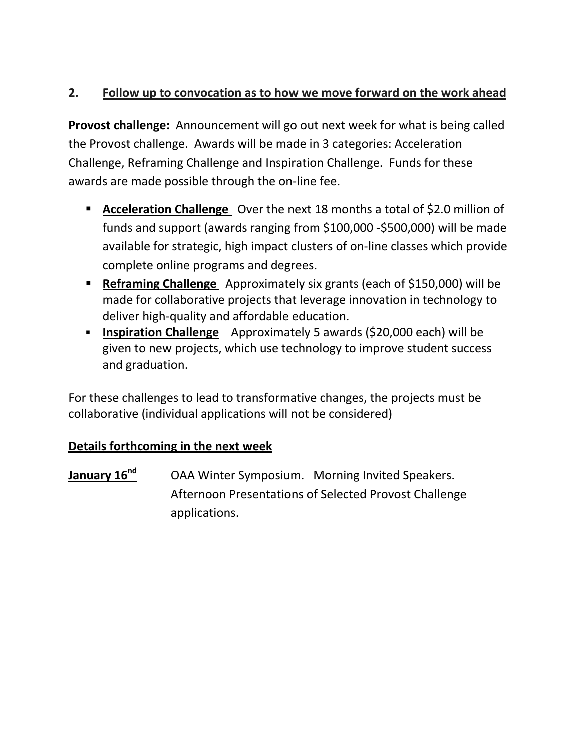## 2. Follow up to convocation as to how we move forward on the work ahead

**Provost challenge:** Announcement will go out next week for what is being called the Provost challenge. Awards will be made in 3 categories: Acceleration Challenge, Reframing Challenge and Inspiration Challenge. Funds for these awards are made possible through the on-line fee.

- **Acceleration Challenge** Over the next 18 months a total of $2.0 million of funds and support (awards ranging from $100,000 -$500,000) will be made available for strategic, high impact clusters of on-line classes which provide complete online programs and degrees.
- **Reframing Challenge** Approximately six grants (each of $150,000) will be made for collaborative projects that leverage innovation in technology to deliver high-quality and affordable education.
- **Inspiration Challenge** Approximately 5 awards ($20,000 each) will be given to new projects, which use technology to improve student success and graduation.

For these challenges to lead to transformative changes, the projects must be collaborative (individual applications will not be considered)

**Details forthcoming in the next week**

**January 16th** OAA Winter Symposium. Morning Invited Speakers. Afternoon Presentations of Selected Provost Challenge applications.